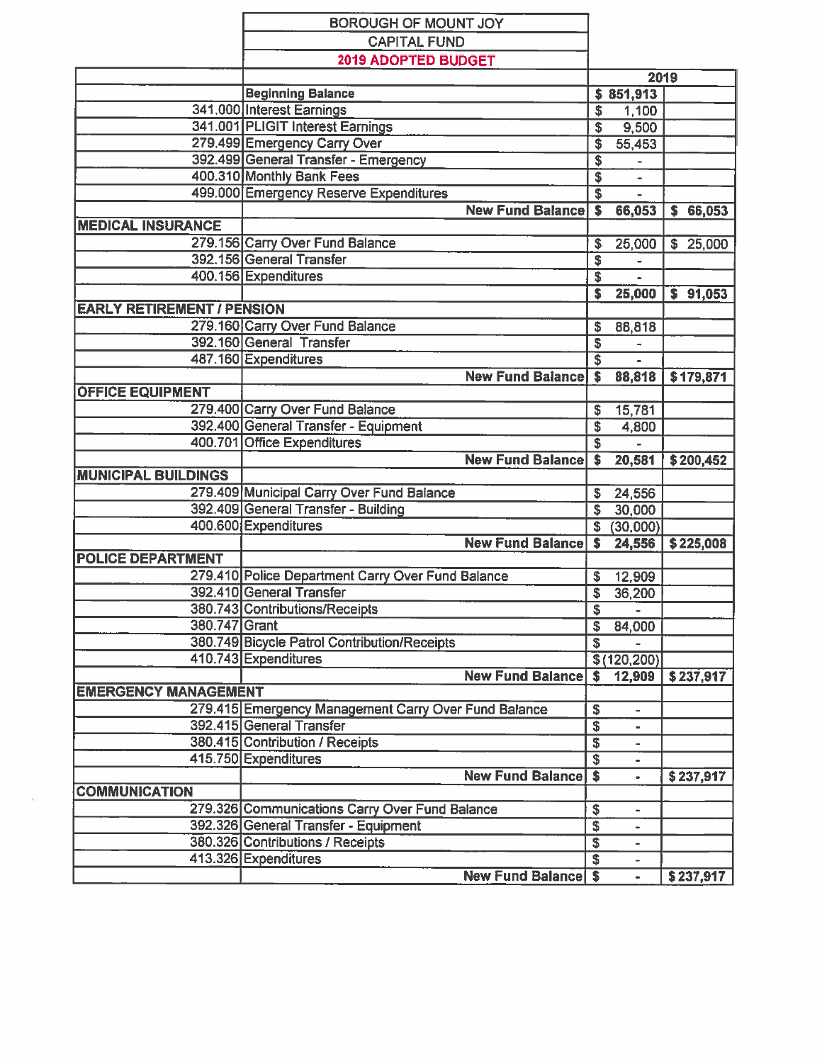| | BOROUGH OF MOUNT JOY | | |
|---|---|---|---|
| | CAPITAL FUND | | |
| | **2019 ADOPTED BUDGET** | | |
| | | **2019** | |
| | **Beginning Balance** | **$ 851,913** | |
| 341.000 | Interest Earnings | $ 1,100 | |
| 341.001 | PLIGIT Interest Earnings | $ 9,500 | |
| 279.499 | Emergency Carry Over | $ 55,453 | |
| 392.499 | General Transfer - Emergency | $ - | |
| 400.310 | Monthly Bank Fees | $ - | |
| 499.000 | Emergency Reserve Expenditures | $ - | |
| | **New Fund Balance** | **$ 66,053** | **$ 66,053** |
| **MEDICAL INSURANCE** | | | |
| 279.156 | Carry Over Fund Balance | $ 25,000 | $ 25,000 |
| 392.156 | General Transfer | $ - | |
| 400.156 | Expenditures | $ - | |
| | | **$ 25,000** | **$ 91,053** |
| **EARLY RETIREMENT / PENSION** | | | |
| 279.160 | Carry Over Fund Balance | $ 88,818 | |
| 392.160 | General Transfer | $ - | |
| 487.160 | Expenditures | $ - | |
| | **New Fund Balance** | **$ 88,818** | **$ 179,871** |
| **OFFICE EQUIPMENT** | | | |
| 279.400 | Carry Over Fund Balance | $ 15,781 | |
| 392.400 | General Transfer - Equipment | $ 4,800 | |
| 400.701 | Office Expenditures | $ - | |
| | **New Fund Balance** | **$ 20,581** | **$ 200,452** |
| **MUNICIPAL BUILDINGS** | | | |
| 279.409 | Municipal Carry Over Fund Balance | $ 24,556 | |
| 392.409 | General Transfer - Building | $ 30,000 | |
| 400.600 | Expenditures | $ (30,000) | |
| | **New Fund Balance** | **$ 24,556** | **$ 225,008** |
| **POLICE DEPARTMENT** | | | |
| 279.410 | Police Department Carry Over Fund Balance | $ 12,909 | |
| 392.410 | General Transfer | $ 36,200 | |
| 380.743 | Contributions/Receipts | $ - | |
| 380.747 | Grant | $ 84,000 | |
| 380.749 | Bicycle Patrol Contribution/Receipts | $ - | |
| 410.743 | Expenditures | $ (120,200) | |
| | **New Fund Balance** | **$ 12,909** | **$ 237,917** |
| **EMERGENCY MANAGEMENT** | | | |
| 279.415 | Emergency Management Carry Over Fund Balance | $ - | |
| 392.415 | General Transfer | $ - | |
| 380.415 | Contribution / Receipts | $ - | |
| 415.750 | Expenditures | $ - | |
| | **New Fund Balance** | **$ -** | **$ 237,917** |
| **COMMUNICATION** | | | |
| 279.326 | Communications Carry Over Fund Balance | $ - | |
| 392.326 | General Transfer - Equipment | $ - | |
| 380.326 | Contributions / Receipts | $ - | |
| 413.326 | Expenditures | $ - | |
| | **New Fund Balance** | **$ -** | **$ 237,917** |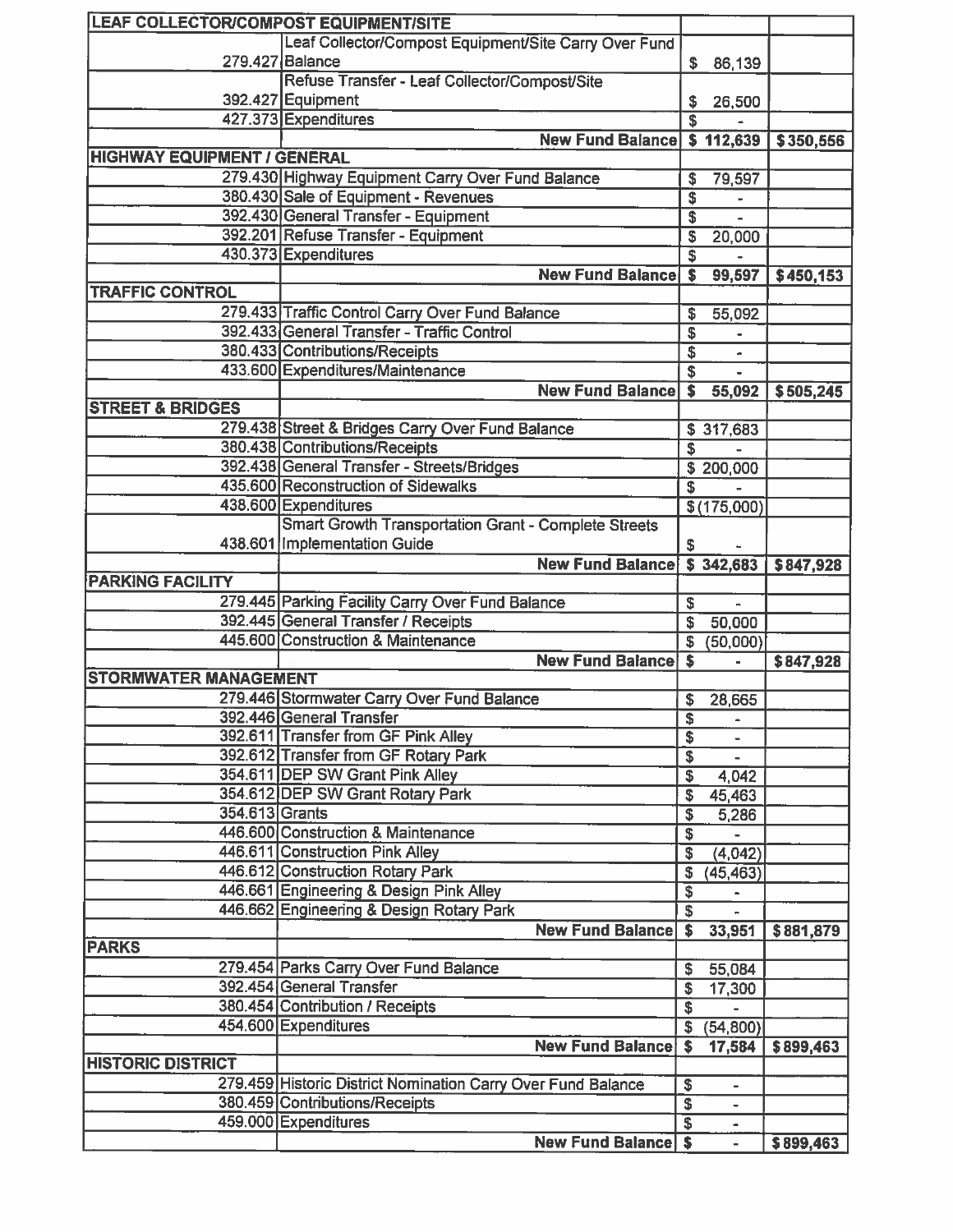| | | | |
|---|---|---|---|
| **LEAF COLLECTOR/COMPOST EQUIPMENT/SITE** | | | |
| 279.427 | Leaf Collector/Compost Equipment/Site Carry Over Fund Balance | $ 86,139 | |
| 392.427 | Refuse Transfer - Leaf Collector/Compost/Site Equipment | $ 26,500 | |
| 427.373 | Expenditures | $ - | |
| | **New Fund Balance** | **$ 112,639** | **$350,556** |
| **HIGHWAY EQUIPMENT / GENERAL** | | | |
| 279.430 | Highway Equipment Carry Over Fund Balance | $ 79,597 | |
| 380.430 | Sale of Equipment - Revenues | $ - | |
| 392.430 | General Transfer - Equipment | $ - | |
| 392.201 | Refuse Transfer - Equipment | $ 20,000 | |
| 430.373 | Expenditures | $ - | |
| | **New Fund Balance** | **$ 99,597** | **$450,153** |
| **TRAFFIC CONTROL** | | | |
| 279.433 | Traffic Control Carry Over Fund Balance | $ 55,092 | |
| 392.433 | General Transfer - Traffic Control | $ - | |
| 380.433 | Contributions/Receipts | $ - | |
| 433.600 | Expenditures/Maintenance | $ - | |
| | **New Fund Balance** | **$ 55,092** | **$505,245** |
| **STREET & BRIDGES** | | | |
| 279.438 | Street & Bridges Carry Over Fund Balance | $ 317,683 | |
| 380.438 | Contributions/Receipts | $ - | |
| 392.438 | General Transfer - Streets/Bridges | $ 200,000 | |
| 435.600 | Reconstruction of Sidewalks | $ - | |
| 438.600 | Expenditures | $ (175,000) | |
| 438.601 | Smart Growth Transportation Grant - Complete Streets Implementation Guide | $ - | |
| | **New Fund Balance** | **$ 342,683** | **$847,928** |
| **PARKING FACILITY** | | | |
| 279.445 | Parking Facility Carry Over Fund Balance | $ - | |
| 392.445 | General Transfer / Receipts | $ 50,000 | |
| 445.600 | Construction & Maintenance | $ (50,000) | |
| | **New Fund Balance** | **$ -** | **$847,928** |
| **STORMWATER MANAGEMENT** | | | |
| 279.446 | Stormwater Carry Over Fund Balance | $ 28,665 | |
| 392.446 | General Transfer | $ - | |
| 392.611 | Transfer from GF Pink Alley | $ - | |
| 392.612 | Transfer from GF Rotary Park | $ - | |
| 354.611 | DEP SW Grant Pink Alley | $ 4,042 | |
| 354.612 | DEP SW Grant Rotary Park | $ 45,463 | |
| 354.613 | Grants | $ 5,286 | |
| 446.600 | Construction & Maintenance | $ - | |
| 446.611 | Construction Pink Alley | $ (4,042) | |
| 446.612 | Construction Rotary Park | $ (45,463) | |
| 446.661 | Engineering & Design Pink Alley | $ - | |
| 446.662 | Engineering & Design Rotary Park | $ - | |
| | **New Fund Balance** | **$ 33,951** | **$881,879** |
| **PARKS** | | | |
| 279.454 | Parks Carry Over Fund Balance | $ 55,084 | |
| 392.454 | General Transfer | $ 17,300 | |
| 380.454 | Contribution / Receipts | $ - | |
| 454.600 | Expenditures | $ (54,800) | |
| | **New Fund Balance** | **$ 17,584** | **$899,463** |
| **HISTORIC DISTRICT** | | | |
| 279.459 | Historic District Nomination Carry Over Fund Balance | $ - | |
| 380.459 | Contributions/Receipts | $ - | |
| 459.000 | Expenditures | $ - | |
| | **New Fund Balance** | **$ -** | **$899,463** |